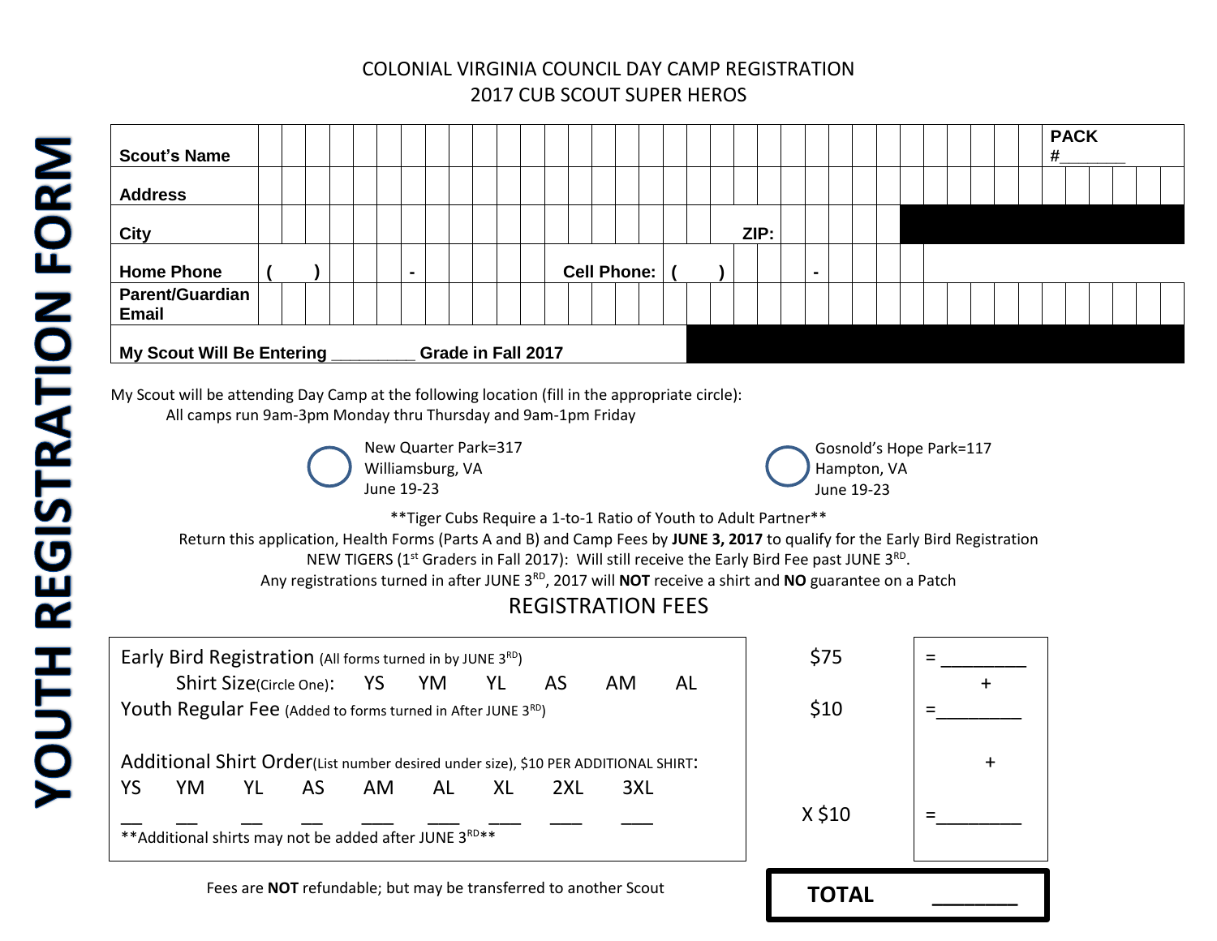# YOUTH REGISTRATION FORM

## COLONIAL VIRGINIA COUNCIL DAY CAMP REGISTRATION
## 2017 CUB SCOUT SUPER HEROS

| | | |
|---|---|---|
| **Scout's Name** | | **PACK #\_\_\_\_\_\_\_** |
| **Address** | | |
| **City** | **ZIP:** | |
| **Home Phone** ( ) - | **Cell Phone:** ( ) - | |
| **Parent/Guardian Email** | | |
| **My Scout Will Be Entering \_\_\_\_\_\_\_\_\_ Grade in Fall 2017** | | |

My Scout will be attending Day Camp at the following location (fill in the appropriate circle):

All camps run 9am-3pm Monday thru Thursday and 9am-1pm Friday

○ New Quarter Park=317
Williamsburg, VA
June 19-23

○ Gosnold's Hope Park=117
Hampton, VA
June 19-23

\*\*Tiger Cubs Require a 1-to-1 Ratio of Youth to Adult Partner\*\*

Return this application, Health Forms (Parts A and B) and Camp Fees by **JUNE 3, 2017** to qualify for the Early Bird Registration

NEW TIGERS (1st Graders in Fall 2017): Will still receive the Early Bird Fee past JUNE 3RD.

Any registrations turned in after JUNE 3RD, 2017 will **NOT** receive a shirt and **NO** guarantee on a Patch

## REGISTRATION FEES

| | | |
|---|---|---|
| Early Bird Registration (All forms turned in by JUNE 3RD)<br>Shirt Size(Circle One): YS YM YL AS AM AL | $75 | = \_\_\_\_\_\_\_\_ |
| | | + |
| Youth Regular Fee (Added to forms turned in After JUNE 3RD) | $10 | = \_\_\_\_\_\_\_\_ |
| | | + |
| Additional Shirt Order(List number desired under size), $10 PER ADDITIONAL SHIRT:<br>YS \_\_ YM \_\_ YL \_\_ AS \_\_ AM \_\_ AL \_\_ XL \_\_ 2XL \_\_ 3XL \_\_<br>\*\*Additional shirts may not be added after JUNE 3RD\*\* | X $10 | = \_\_\_\_\_\_\_\_ |

Fees are **NOT** refundable; but may be transferred to another Scout

**TOTAL \_\_\_\_\_\_\_\_**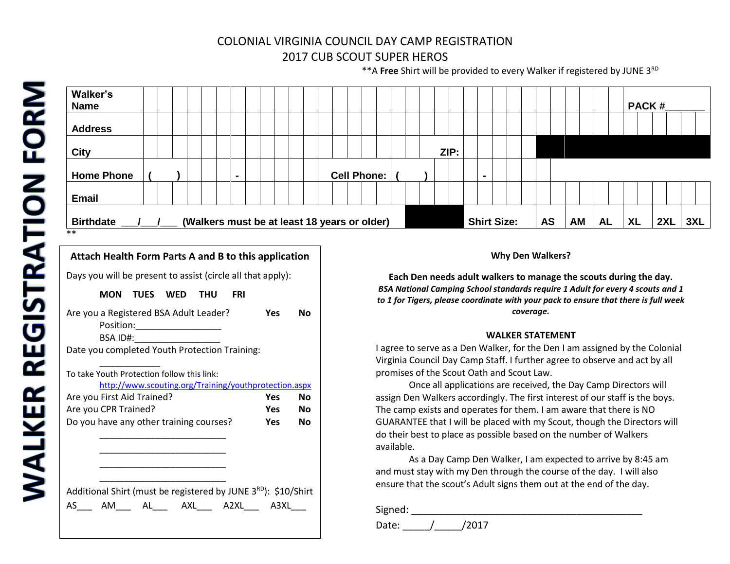# COLONIAL VIRGINIA COUNCIL DAY CAMP REGISTRATION
## 2017 CUB SCOUT SUPER HEROS

**A **Free** Shirt will be provided to every Walker if registered by JUNE 3RD

# WALKER REGISTRATION FORM

| | | | | | | | |
|---|---|---|---|---|---|---|---|
| **Walker's Name** | | | | | | | **PACK #______** |
| **Address** | | | | | | | |
| **City** | | | **ZIP:** | | | | |
| **Home Phone** | ( ) - | | **Cell Phone:** | ( ) - | | | |
| **Email** | | | | | | | |
| **Birthdate ___/___/___ (Walkers must be at least 18 years or older)** | | | **Shirt Size:** | **AS** | **AM** | **AL** | **XL** **2XL** **3XL** |

**

**Attach Health Form Parts A and B to this application**

Days you will be present to assist (circle all that apply):

**MON TUES WED THU FRI**

Are you a Registered BSA Adult Leader? **Yes** **No**

Position:_________________

BSA ID#:_________________

Date you completed Youth Protection Training:

____________

To take Youth Protection follow this link:
http://www.scouting.org/Training/youthprotection.aspx

Are you First Aid Trained? **Yes** **No**

Are you CPR Trained? **Yes** **No**

Do you have any other training courses? **Yes** **No**

__________________________

__________________________

__________________________

__________________________

Additional Shirt (must be registered by JUNE 3RD): $10/Shirt

AS___ AM___ AL___ AXL___ A2XL___ A3XL___

**Why Den Walkers?**

**Each Den needs adult walkers to manage the scouts during the day.**
***BSA National Camping School standards require 1 Adult for every 4 scouts and 1 to 1 for Tigers, please coordinate with your pack to ensure that there is full week coverage.***

**WALKER STATEMENT**

I agree to serve as a Den Walker, for the Den I am assigned by the Colonial Virginia Council Day Camp Staff. I further agree to observe and act by all promises of the Scout Oath and Scout Law.

Once all applications are received, the Day Camp Directors will assign Den Walkers accordingly. The first interest of our staff is the boys. The camp exists and operates for them. I am aware that there is NO GUARANTEE that I will be placed with my Scout, though the Directors will do their best to place as possible based on the number of Walkers available.

As a Day Camp Den Walker, I am expected to arrive by 8:45 am and must stay with my Den through the course of the day. I will also ensure that the scout's Adult signs them out at the end of the day.

Signed: _____________________________________________

Date: _____/_____/2017